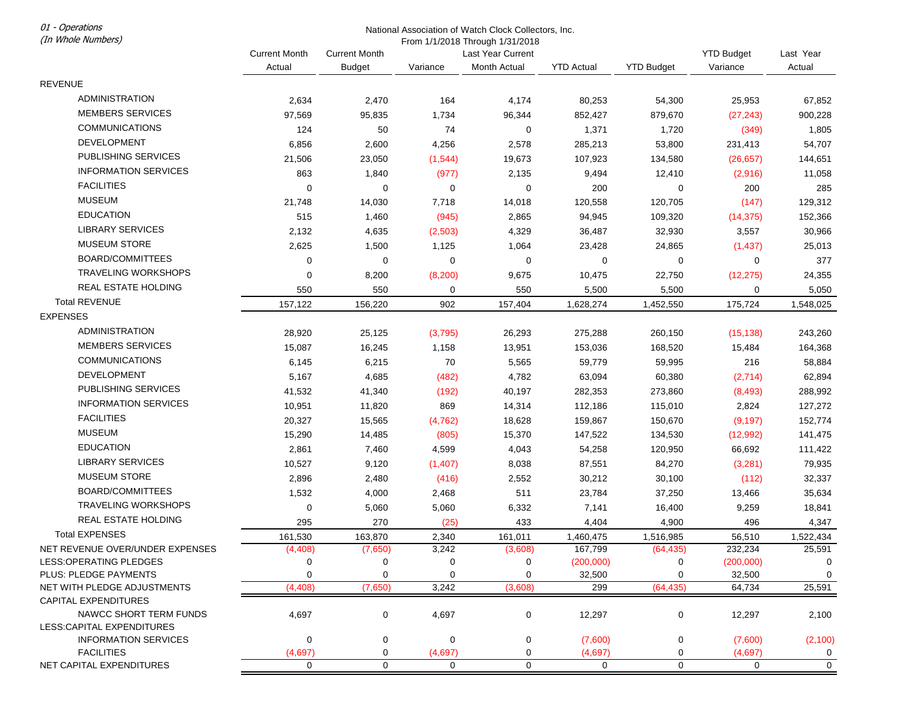01 - Operations
(In Whole Numbers)

National Association of Watch Clock Collectors, Inc.
From 1/1/2018 Through 1/31/2018

| | Current Month Actual | Current Month Budget | Variance | Last Year Current Month Actual | YTD Actual | YTD Budget | YTD Budget Variance | Last Year Actual |
|---|---|---|---|---|---|---|---|---|
| REVENUE | | | | | | | | |
| ADMINISTRATION | 2,634 | 2,470 | 164 | 4,174 | 80,253 | 54,300 | 25,953 | 67,852 |
| MEMBERS SERVICES | 97,569 | 95,835 | 1,734 | 96,344 | 852,427 | 879,670 | (27,243) | 900,228 |
| COMMUNICATIONS | 124 | 50 | 74 | 0 | 1,371 | 1,720 | (349) | 1,805 |
| DEVELOPMENT | 6,856 | 2,600 | 4,256 | 2,578 | 285,213 | 53,800 | 231,413 | 54,707 |
| PUBLISHING SERVICES | 21,506 | 23,050 | (1,544) | 19,673 | 107,923 | 134,580 | (26,657) | 144,651 |
| INFORMATION SERVICES | 863 | 1,840 | (977) | 2,135 | 9,494 | 12,410 | (2,916) | 11,058 |
| FACILITIES | 0 | 0 | 0 | 0 | 200 | 0 | 200 | 285 |
| MUSEUM | 21,748 | 14,030 | 7,718 | 14,018 | 120,558 | 120,705 | (147) | 129,312 |
| EDUCATION | 515 | 1,460 | (945) | 2,865 | 94,945 | 109,320 | (14,375) | 152,366 |
| LIBRARY SERVICES | 2,132 | 4,635 | (2,503) | 4,329 | 36,487 | 32,930 | 3,557 | 30,966 |
| MUSEUM STORE | 2,625 | 1,500 | 1,125 | 1,064 | 23,428 | 24,865 | (1,437) | 25,013 |
| BOARD/COMMITTEES | 0 | 0 | 0 | 0 | 0 | 0 | 0 | 377 |
| TRAVELING WORKSHOPS | 0 | 8,200 | (8,200) | 9,675 | 10,475 | 22,750 | (12,275) | 24,355 |
| REAL ESTATE HOLDING | 550 | 550 | 0 | 550 | 5,500 | 5,500 | 0 | 5,050 |
| Total REVENUE | 157,122 | 156,220 | 902 | 157,404 | 1,628,274 | 1,452,550 | 175,724 | 1,548,025 |
| EXPENSES | | | | | | | | |
| ADMINISTRATION | 28,920 | 25,125 | (3,795) | 26,293 | 275,288 | 260,150 | (15,138) | 243,260 |
| MEMBERS SERVICES | 15,087 | 16,245 | 1,158 | 13,951 | 153,036 | 168,520 | 15,484 | 164,368 |
| COMMUNICATIONS | 6,145 | 6,215 | 70 | 5,565 | 59,779 | 59,995 | 216 | 58,884 |
| DEVELOPMENT | 5,167 | 4,685 | (482) | 4,782 | 63,094 | 60,380 | (2,714) | 62,894 |
| PUBLISHING SERVICES | 41,532 | 41,340 | (192) | 40,197 | 282,353 | 273,860 | (8,493) | 288,992 |
| INFORMATION SERVICES | 10,951 | 11,820 | 869 | 14,314 | 112,186 | 115,010 | 2,824 | 127,272 |
| FACILITIES | 20,327 | 15,565 | (4,762) | 18,628 | 159,867 | 150,670 | (9,197) | 152,774 |
| MUSEUM | 15,290 | 14,485 | (805) | 15,370 | 147,522 | 134,530 | (12,992) | 141,475 |
| EDUCATION | 2,861 | 7,460 | 4,599 | 4,043 | 54,258 | 120,950 | 66,692 | 111,422 |
| LIBRARY SERVICES | 10,527 | 9,120 | (1,407) | 8,038 | 87,551 | 84,270 | (3,281) | 79,935 |
| MUSEUM STORE | 2,896 | 2,480 | (416) | 2,552 | 30,212 | 30,100 | (112) | 32,337 |
| BOARD/COMMITTEES | 1,532 | 4,000 | 2,468 | 511 | 23,784 | 37,250 | 13,466 | 35,634 |
| TRAVELING WORKSHOPS | 0 | 5,060 | 5,060 | 6,332 | 7,141 | 16,400 | 9,259 | 18,841 |
| REAL ESTATE HOLDING | 295 | 270 | (25) | 433 | 4,404 | 4,900 | 496 | 4,347 |
| Total EXPENSES | 161,530 | 163,870 | 2,340 | 161,011 | 1,460,475 | 1,516,985 | 56,510 | 1,522,434 |
| NET REVENUE OVER/UNDER EXPENSES | (4,408) | (7,650) | 3,242 | (3,608) | 167,799 | (64,435) | 232,234 | 25,591 |
| LESS:OPERATING PLEDGES | 0 | 0 | 0 | 0 | (200,000) | 0 | (200,000) | 0 |
| PLUS: PLEDGE PAYMENTS | 0 | 0 | 0 | 0 | 32,500 | 0 | 32,500 | 0 |
| NET WITH PLEDGE ADJUSTMENTS | (4,408) | (7,650) | 3,242 | (3,608) | 299 | (64,435) | 64,734 | 25,591 |
| CAPITAL EXPENDITURES | | | | | | | | |
| NAWCC SHORT TERM FUNDS | 4,697 | 0 | 4,697 | 0 | 12,297 | 0 | 12,297 | 2,100 |
| LESS:CAPITAL EXPENDITURES | | | | | | | | |
| INFORMATION SERVICES | 0 | 0 | 0 | 0 | (7,600) | 0 | (7,600) | (2,100) |
| FACILITIES | (4,697) | 0 | (4,697) | 0 | (4,697) | 0 | (4,697) | 0 |
| NET CAPITAL EXPENDITURES | 0 | 0 | 0 | 0 | 0 | 0 | 0 | 0 |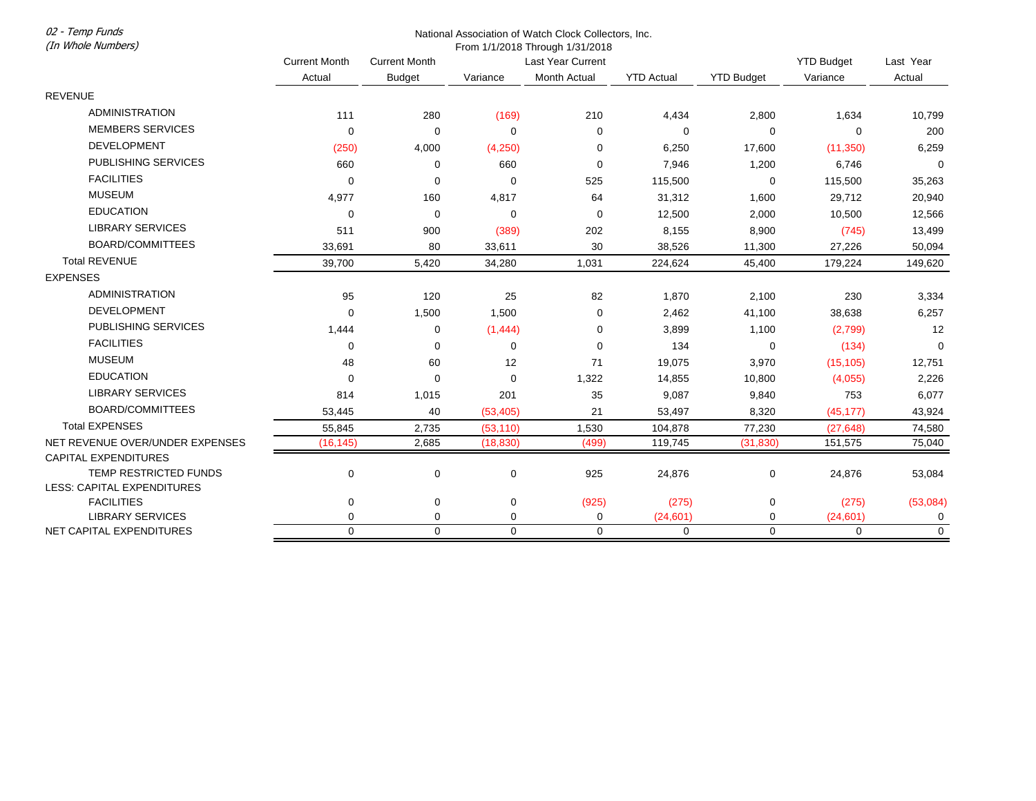*02 - Temp Funds*
*(In Whole Numbers)*

National Association of Watch Clock Collectors, Inc.
From 1/1/2018 Through 1/31/2018

| | Current Month Actual | Current Month Budget | Variance | Last Year Current Month Actual | YTD Actual | YTD Budget | YTD Budget Variance | Last Year Actual |
|---|---|---|---|---|---|---|---|---|
| REVENUE | | | | | | | | |
| ADMINISTRATION | 111 | 280 | (169) | 210 | 4,434 | 2,800 | 1,634 | 10,799 |
| MEMBERS SERVICES | 0 | 0 | 0 | 0 | 0 | 0 | 0 | 200 |
| DEVELOPMENT | (250) | 4,000 | (4,250) | 0 | 6,250 | 17,600 | (11,350) | 6,259 |
| PUBLISHING SERVICES | 660 | 0 | 660 | 0 | 7,946 | 1,200 | 6,746 | 0 |
| FACILITIES | 0 | 0 | 0 | 525 | 115,500 | 0 | 115,500 | 35,263 |
| MUSEUM | 4,977 | 160 | 4,817 | 64 | 31,312 | 1,600 | 29,712 | 20,940 |
| EDUCATION | 0 | 0 | 0 | 0 | 12,500 | 2,000 | 10,500 | 12,566 |
| LIBRARY SERVICES | 511 | 900 | (389) | 202 | 8,155 | 8,900 | (745) | 13,499 |
| BOARD/COMMITTEES | 33,691 | 80 | 33,611 | 30 | 38,526 | 11,300 | 27,226 | 50,094 |
| Total REVENUE | 39,700 | 5,420 | 34,280 | 1,031 | 224,624 | 45,400 | 179,224 | 149,620 |
| EXPENSES | | | | | | | | |
| ADMINISTRATION | 95 | 120 | 25 | 82 | 1,870 | 2,100 | 230 | 3,334 |
| DEVELOPMENT | 0 | 1,500 | 1,500 | 0 | 2,462 | 41,100 | 38,638 | 6,257 |
| PUBLISHING SERVICES | 1,444 | 0 | (1,444) | 0 | 3,899 | 1,100 | (2,799) | 12 |
| FACILITIES | 0 | 0 | 0 | 0 | 134 | 0 | (134) | 0 |
| MUSEUM | 48 | 60 | 12 | 71 | 19,075 | 3,970 | (15,105) | 12,751 |
| EDUCATION | 0 | 0 | 0 | 1,322 | 14,855 | 10,800 | (4,055) | 2,226 |
| LIBRARY SERVICES | 814 | 1,015 | 201 | 35 | 9,087 | 9,840 | 753 | 6,077 |
| BOARD/COMMITTEES | 53,445 | 40 | (53,405) | 21 | 53,497 | 8,320 | (45,177) | 43,924 |
| Total EXPENSES | 55,845 | 2,735 | (53,110) | 1,530 | 104,878 | 77,230 | (27,648) | 74,580 |
| NET REVENUE OVER/UNDER EXPENSES | (16,145) | 2,685 | (18,830) | (499) | 119,745 | (31,830) | 151,575 | 75,040 |
| CAPITAL EXPENDITURES | | | | | | | | |
| TEMP RESTRICTED FUNDS | 0 | 0 | 0 | 925 | 24,876 | 0 | 24,876 | 53,084 |
| LESS: CAPITAL EXPENDITURES | | | | | | | | |
| FACILITIES | 0 | 0 | 0 | (925) | (275) | 0 | (275) | (53,084) |
| LIBRARY SERVICES | 0 | 0 | 0 | 0 | (24,601) | 0 | (24,601) | 0 |
| NET CAPITAL EXPENDITURES | 0 | 0 | 0 | 0 | 0 | 0 | 0 | 0 |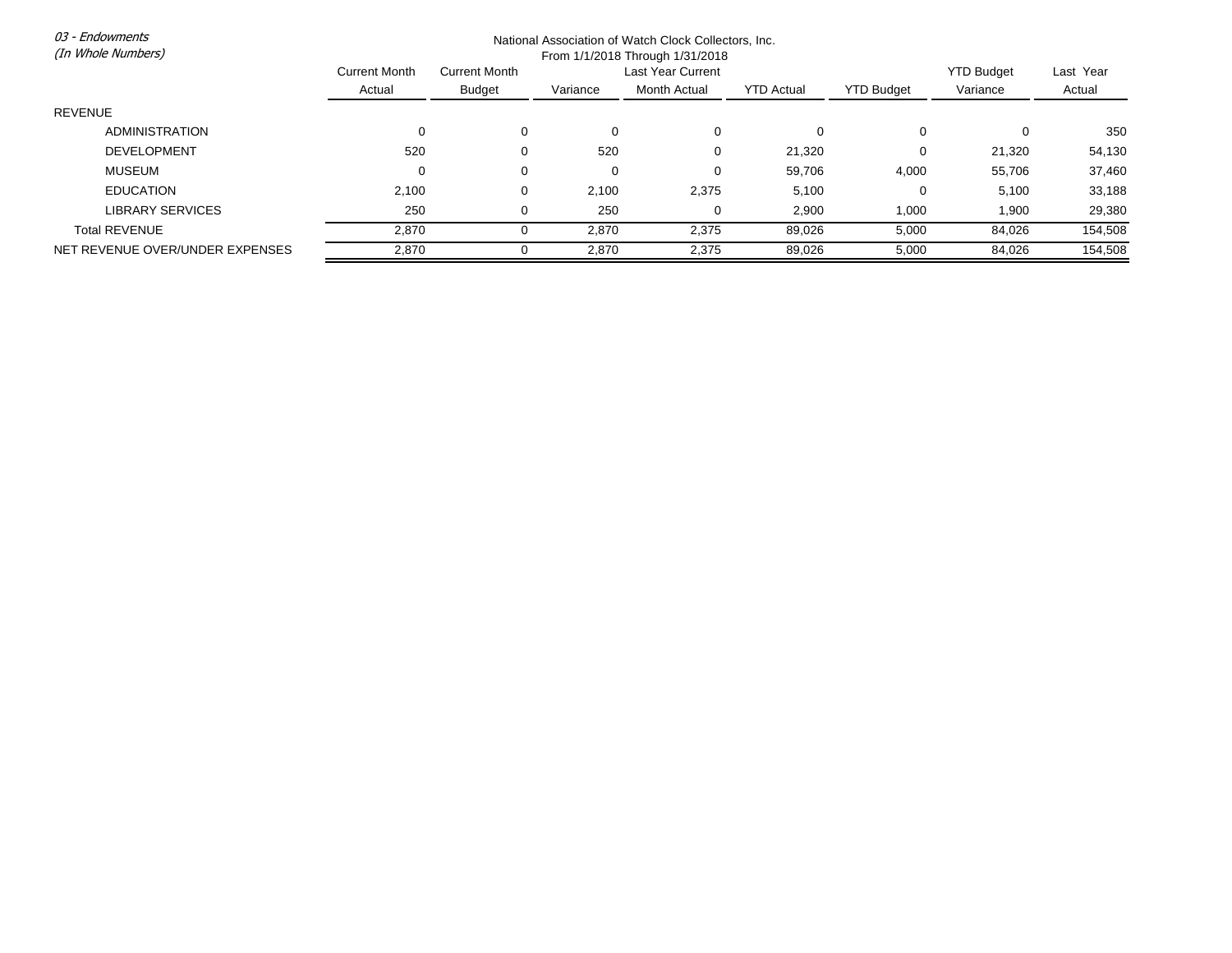*03 - Endowments*
*(In Whole Numbers)*

National Association of Watch Clock Collectors, Inc.
From 1/1/2018 Through 1/31/2018

| | Current Month Actual | Current Month Budget | Variance | Last Year Current Month Actual | YTD Actual | YTD Budget | YTD Budget Variance | Last Year Actual |
|---|---|---|---|---|---|---|---|---|
| REVENUE | | | | | | | | |
| ADMINISTRATION | 0 | 0 | 0 | 0 | 0 | 0 | 0 | 350 |
| DEVELOPMENT | 520 | 0 | 520 | 0 | 21,320 | 0 | 21,320 | 54,130 |
| MUSEUM | 0 | 0 | 0 | 0 | 59,706 | 4,000 | 55,706 | 37,460 |
| EDUCATION | 2,100 | 0 | 2,100 | 2,375 | 5,100 | 0 | 5,100 | 33,188 |
| LIBRARY SERVICES | 250 | 0 | 250 | 0 | 2,900 | 1,000 | 1,900 | 29,380 |
| Total REVENUE | 2,870 | 0 | 2,870 | 2,375 | 89,026 | 5,000 | 84,026 | 154,508 |
| NET REVENUE OVER/UNDER EXPENSES | 2,870 | 0 | 2,870 | 2,375 | 89,026 | 5,000 | 84,026 | 154,508 |